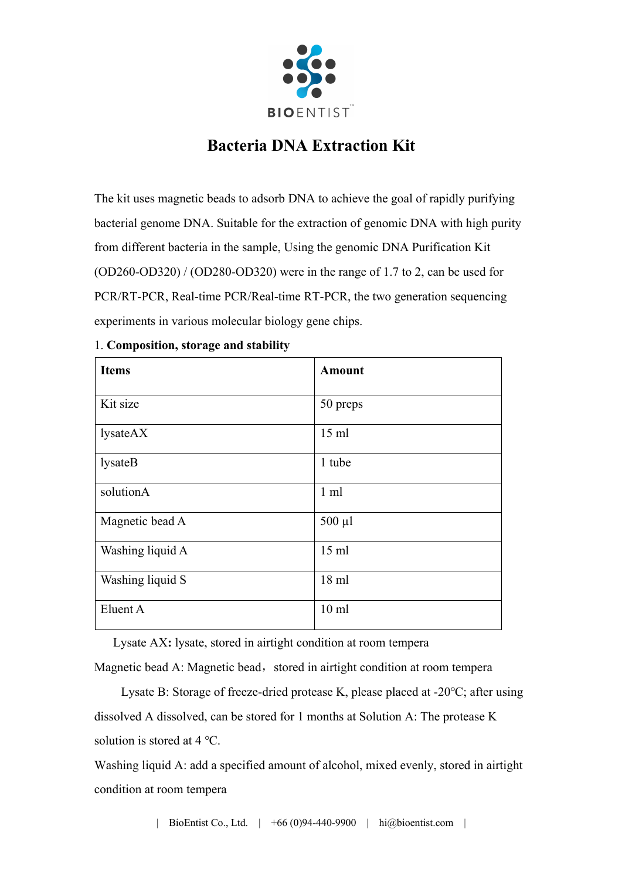BIOENTIST™

# Bacteria DNA Extraction Kit

The kit uses magnetic beads to adsorb DNA to achieve the goal of rapidly purifying bacterial genome DNA. Suitable for the extraction of genomic DNA with high purity from different bacteria in the sample, Using the genomic DNA Purification Kit (OD260-OD320) / (OD280-OD320) were in the range of 1.7 to 2, can be used for PCR/RT-PCR, Real-time PCR/Real-time RT-PCR, the two generation sequencing experiments in various molecular biology gene chips.

1. **Composition, storage and stability**

| **Items** | **Amount** |
|---|---|
| Kit size | 50 preps |
| lysateAX | 15 ml |
| lysateB | 1 tube |
| solutionA | 1 ml |
| Magnetic bead A | 500 μl |
| Washing liquid A | 15 ml |
| Washing liquid S | 18 ml |
| Eluent A | 10 ml |

Lysate AX**:** lysate, stored in airtight condition at room tempera

Magnetic bead A: Magnetic bead， stored in airtight condition at room tempera

Lysate B: Storage of freeze-dried protease K, please placed at -20°C; after using dissolved A dissolved, can be stored for 1 months at Solution A: The protease K solution is stored at 4 °C.

Washing liquid A: add a specified amount of alcohol, mixed evenly, stored in airtight condition at room tempera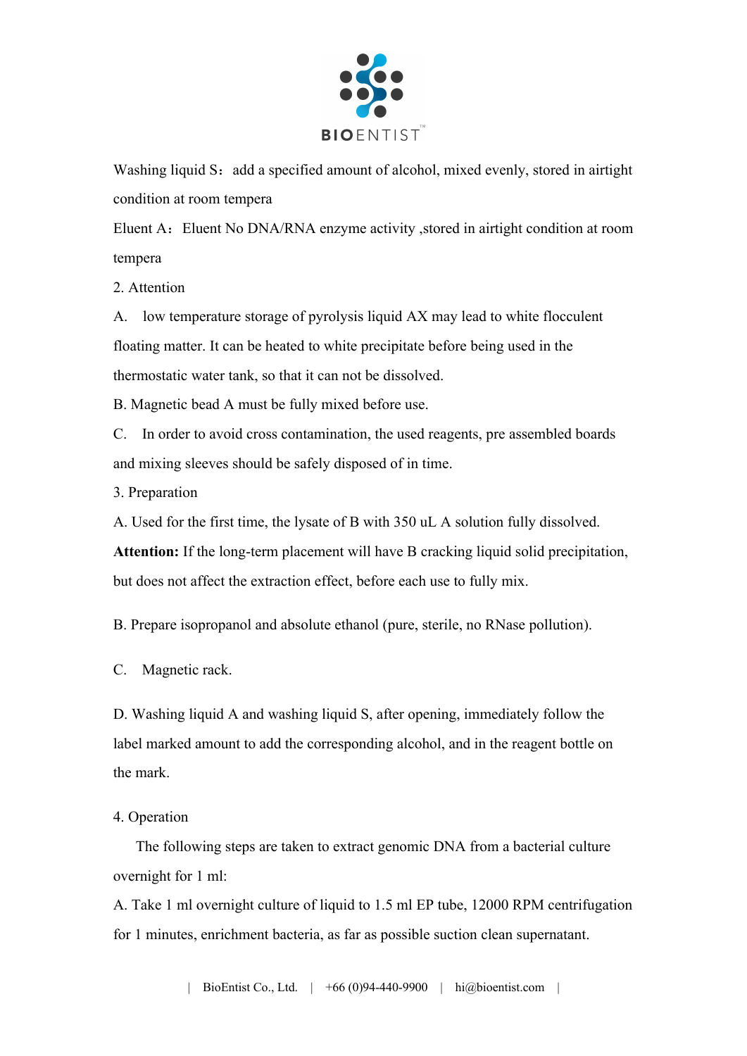Washing liquid S：add a specified amount of alcohol, mixed evenly, stored in airtight condition at room tempera

Eluent A：Eluent No DNA/RNA enzyme activity ,stored in airtight condition at room tempera

2. Attention

A. low temperature storage of pyrolysis liquid AX may lead to white flocculent floating matter. It can be heated to white precipitate before being used in the thermostatic water tank, so that it can not be dissolved.

B. Magnetic bead A must be fully mixed before use.

C. In order to avoid cross contamination, the used reagents, pre assembled boards and mixing sleeves should be safely disposed of in time.

3. Preparation

A. Used for the first time, the lysate of B with 350 uL A solution fully dissolved.

**Attention:** If the long-term placement will have B cracking liquid solid precipitation, but does not affect the extraction effect, before each use to fully mix.

B. Prepare isopropanol and absolute ethanol (pure, sterile, no RNase pollution).

C. Magnetic rack.

D. Washing liquid A and washing liquid S, after opening, immediately follow the label marked amount to add the corresponding alcohol, and in the reagent bottle on the mark.

4. Operation

The following steps are taken to extract genomic DNA from a bacterial culture overnight for 1 ml:

A. Take 1 ml overnight culture of liquid to 1.5 ml EP tube, 12000 RPM centrifugation for 1 minutes, enrichment bacteria, as far as possible suction clean supernatant.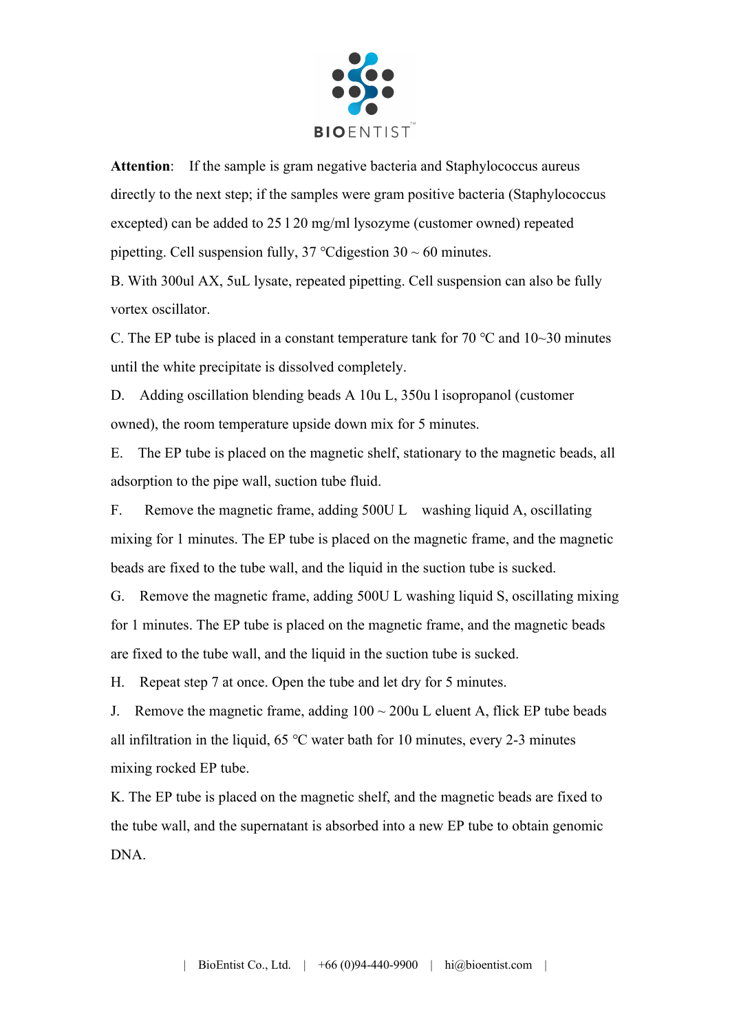**Attention**: If the sample is gram negative bacteria and Staphylococcus aureus directly to the next step; if the samples were gram positive bacteria (Staphylococcus excepted) can be added to 25 l 20 mg/ml lysozyme (customer owned) repeated pipetting. Cell suspension fully, 37 ℃digestion 30 ~ 60 minutes.

B. With 300ul AX, 5uL lysate, repeated pipetting. Cell suspension can also be fully vortex oscillator.

C. The EP tube is placed in a constant temperature tank for 70 ℃ and 10~30 minutes until the white precipitate is dissolved completely.

D. Adding oscillation blending beads A 10u L, 350u l isopropanol (customer owned), the room temperature upside down mix for 5 minutes.

E. The EP tube is placed on the magnetic shelf, stationary to the magnetic beads, all adsorption to the pipe wall, suction tube fluid.

F. Remove the magnetic frame, adding 500U L washing liquid A, oscillating mixing for 1 minutes. The EP tube is placed on the magnetic frame, and the magnetic beads are fixed to the tube wall, and the liquid in the suction tube is sucked.

G. Remove the magnetic frame, adding 500U L washing liquid S, oscillating mixing for 1 minutes. The EP tube is placed on the magnetic frame, and the magnetic beads are fixed to the tube wall, and the liquid in the suction tube is sucked.

H. Repeat step 7 at once. Open the tube and let dry for 5 minutes.

J. Remove the magnetic frame, adding 100 ~ 200u L eluent A, flick EP tube beads all infiltration in the liquid, 65 ℃ water bath for 10 minutes, every 2-3 minutes mixing rocked EP tube.

K. The EP tube is placed on the magnetic shelf, and the magnetic beads are fixed to the tube wall, and the supernatant is absorbed into a new EP tube to obtain genomic DNA.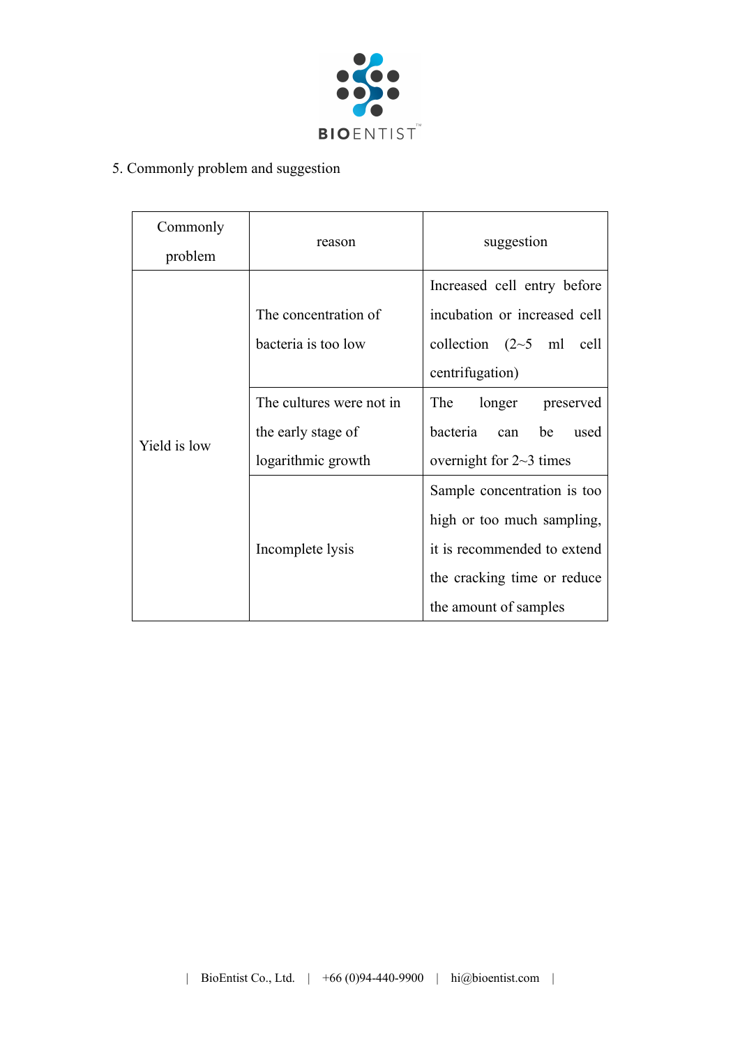5. Commonly problem and suggestion

| Commonly problem | reason | suggestion |
|---|---|---|
| Yield is low | The concentration of bacteria is too low | Increased cell entry before incubation or increased cell collection (2~5 ml cell centrifugation) |
| | The cultures were not in the early stage of logarithmic growth | The longer preserved bacteria can be used overnight for 2~3 times |
| | Incomplete lysis | Sample concentration is too high or too much sampling, it is recommended to extend the cracking time or reduce the amount of samples |